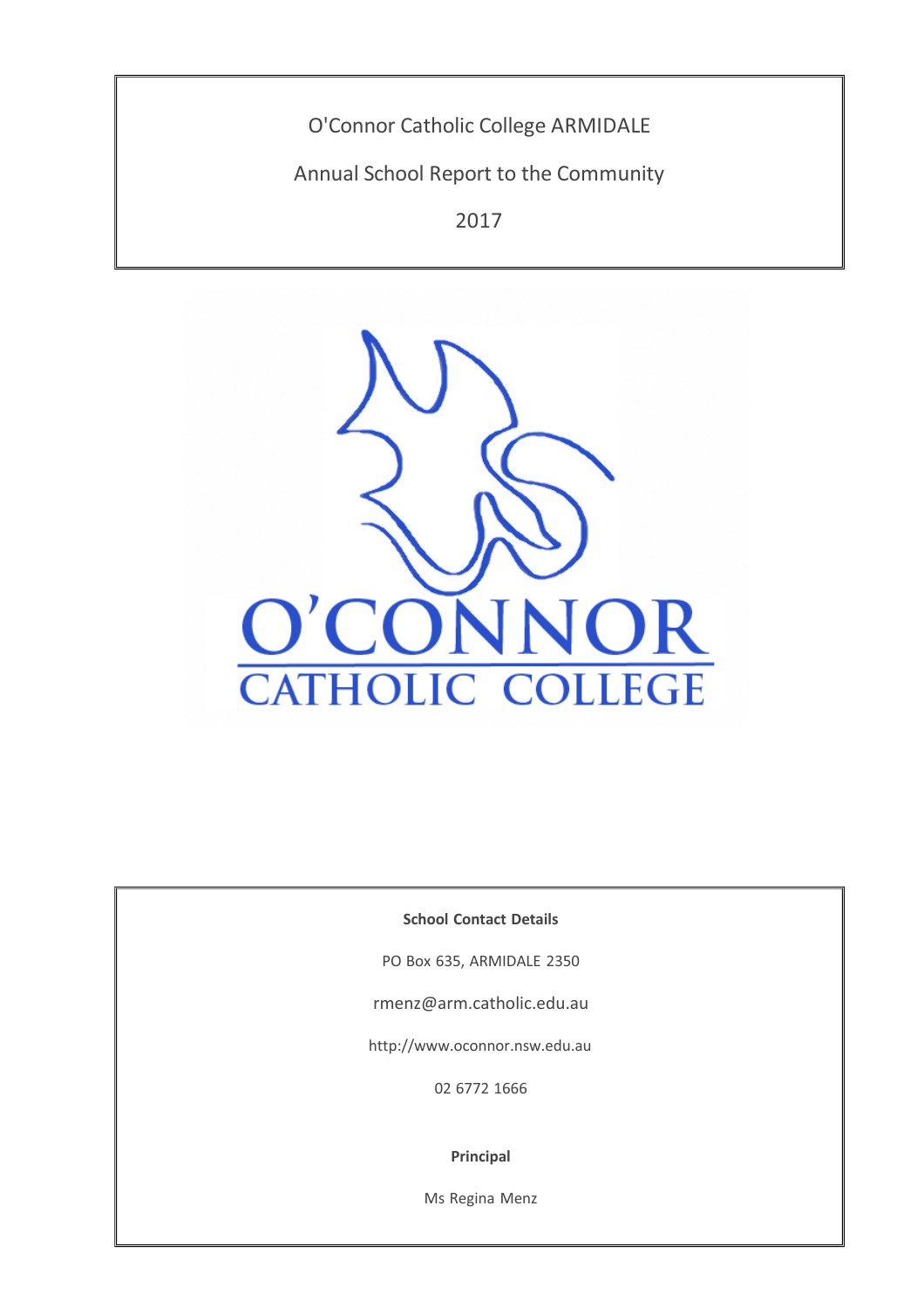# O'Connor Catholic College ARMIDALE

## Annual School Report to the Community

## 2017

O'CONNOR CATHOLIC COLLEGE

**School Contact Details**

PO Box 635, ARMIDALE 2350

rmenz@arm.catholic.edu.au

http://www.oconnor.nsw.edu.au

02 6772 1666

**Principal**

Ms Regina Menz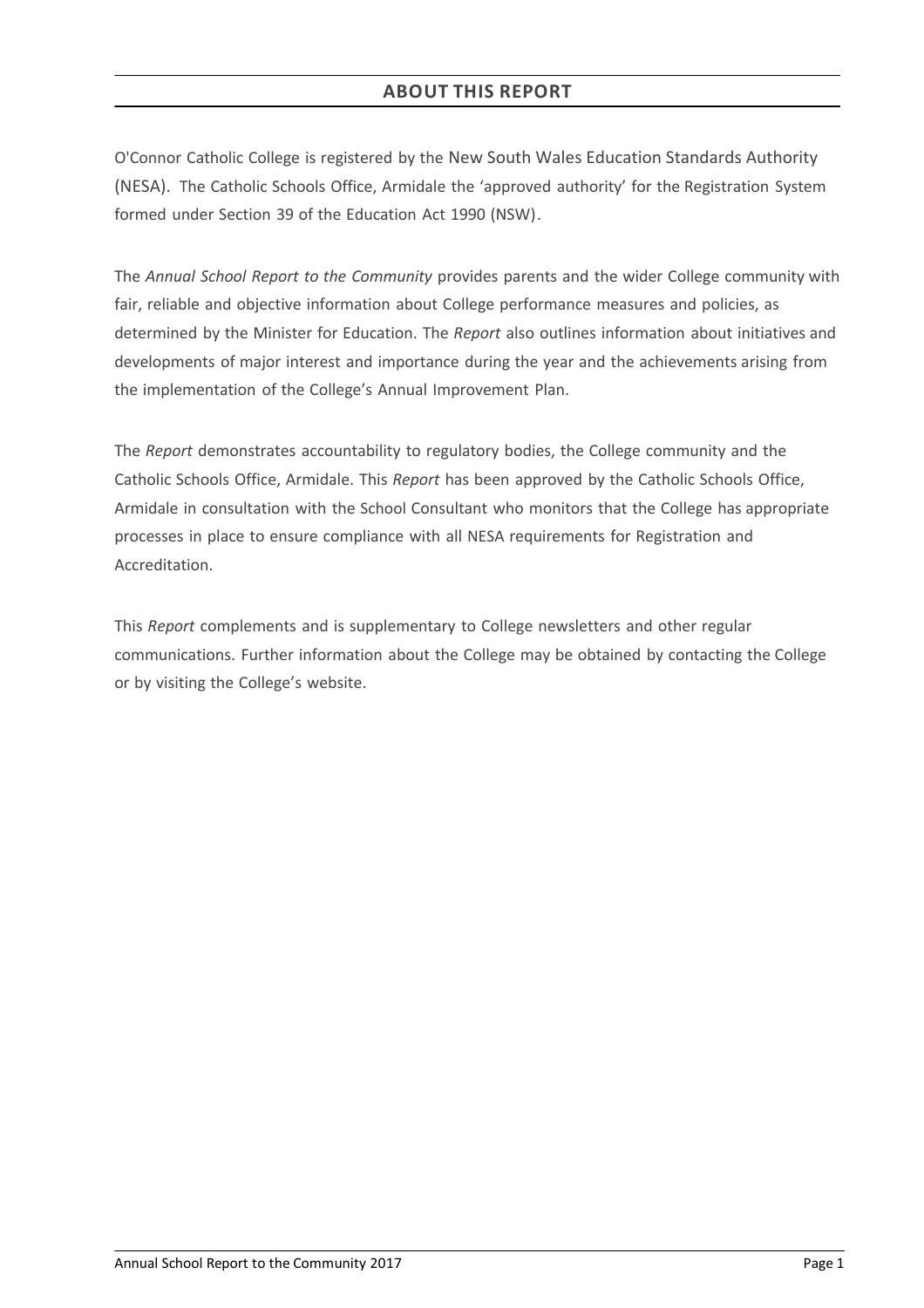## ABOUT THIS REPORT

O'Connor Catholic College is registered by the New South Wales Education Standards Authority (NESA). The Catholic Schools Office, Armidale the 'approved authority' for the Registration System formed under Section 39 of the Education Act 1990 (NSW).

The *Annual School Report to the Community* provides parents and the wider College community with fair, reliable and objective information about College performance measures and policies, as determined by the Minister for Education. The *Report* also outlines information about initiatives and developments of major interest and importance during the year and the achievements arising from the implementation of the College's Annual Improvement Plan.

The *Report* demonstrates accountability to regulatory bodies, the College community and the Catholic Schools Office, Armidale. This *Report* has been approved by the Catholic Schools Office, Armidale in consultation with the School Consultant who monitors that the College has appropriate processes in place to ensure compliance with all NESA requirements for Registration and Accreditation.

This *Report* complements and is supplementary to College newsletters and other regular communications. Further information about the College may be obtained by contacting the College or by visiting the College's website.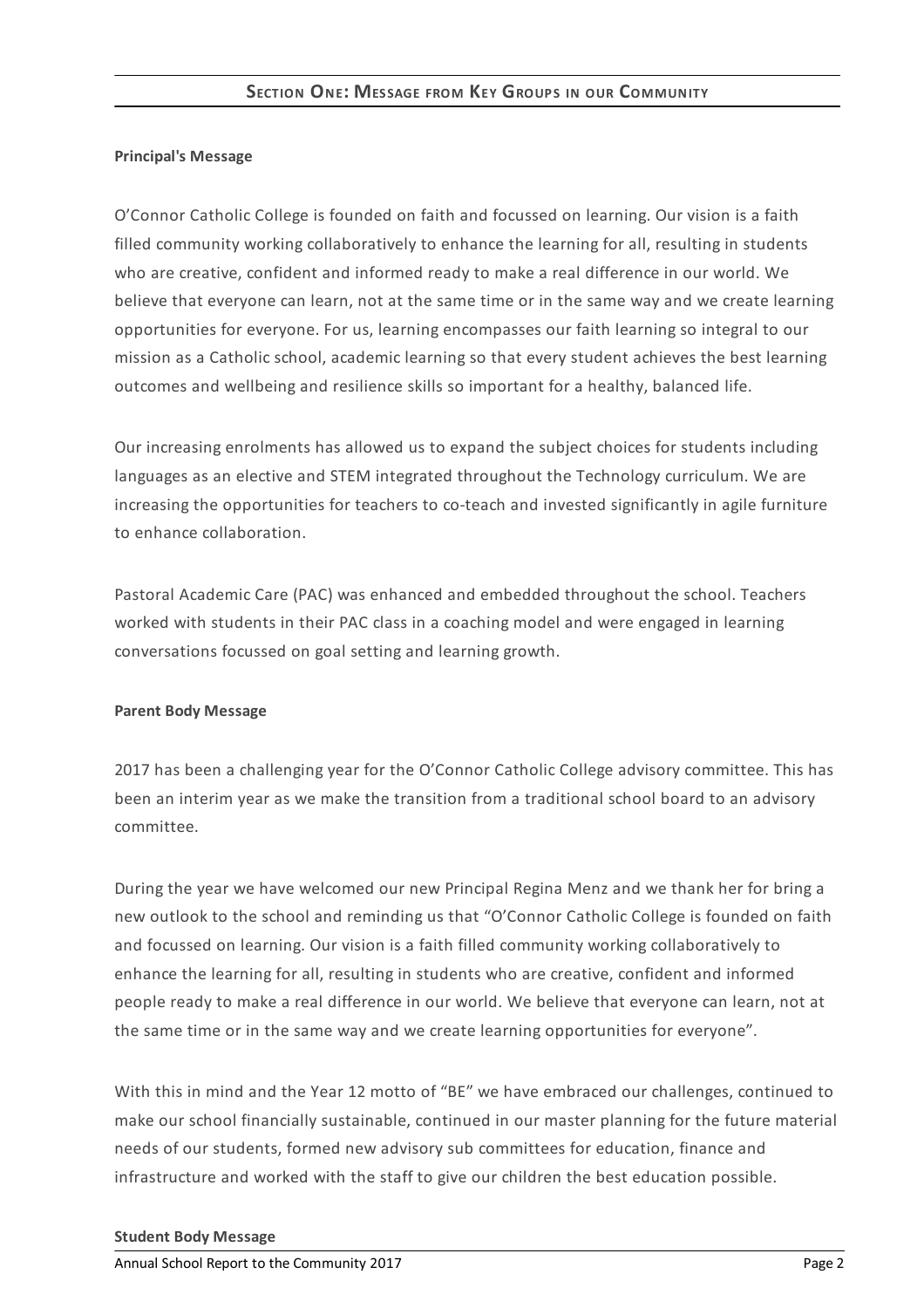## Section One: Message from Key Groups in our Community

**Principal's Message**

O'Connor Catholic College is founded on faith and focussed on learning. Our vision is a faith filled community working collaboratively to enhance the learning for all, resulting in students who are creative, confident and informed ready to make a real difference in our world. We believe that everyone can learn, not at the same time or in the same way and we create learning opportunities for everyone. For us, learning encompasses our faith learning so integral to our mission as a Catholic school, academic learning so that every student achieves the best learning outcomes and wellbeing and resilience skills so important for a healthy, balanced life.

Our increasing enrolments has allowed us to expand the subject choices for students including languages as an elective and STEM integrated throughout the Technology curriculum. We are increasing the opportunities for teachers to co-teach and invested significantly in agile furniture to enhance collaboration.

Pastoral Academic Care (PAC) was enhanced and embedded throughout the school. Teachers worked with students in their PAC class in a coaching model and were engaged in learning conversations focussed on goal setting and learning growth.

**Parent Body Message**

2017 has been a challenging year for the O'Connor Catholic College advisory committee. This has been an interim year as we make the transition from a traditional school board to an advisory committee.

During the year we have welcomed our new Principal Regina Menz and we thank her for bring a new outlook to the school and reminding us that "O'Connor Catholic College is founded on faith and focussed on learning. Our vision is a faith filled community working collaboratively to enhance the learning for all, resulting in students who are creative, confident and informed people ready to make a real difference in our world. We believe that everyone can learn, not at the same time or in the same way and we create learning opportunities for everyone".

With this in mind and the Year 12 motto of "BE" we have embraced our challenges, continued to make our school financially sustainable, continued in our master planning for the future material needs of our students, formed new advisory sub committees for education, finance and infrastructure and worked with the staff to give our children the best education possible.

**Student Body Message**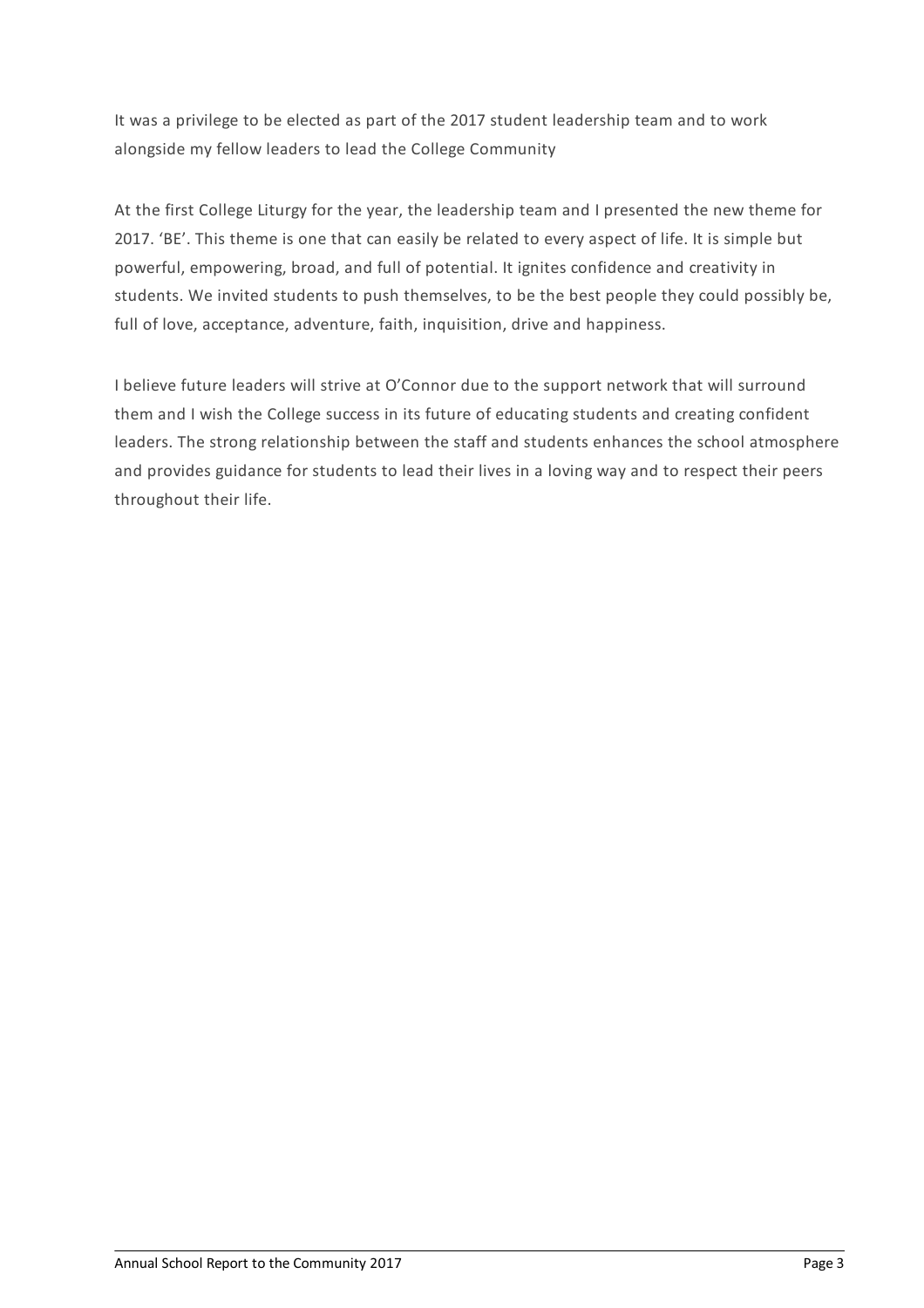It was a privilege to be elected as part of the 2017 student leadership team and to work alongside my fellow leaders to lead the College Community

At the first College Liturgy for the year, the leadership team and I presented the new theme for 2017. 'BE'. This theme is one that can easily be related to every aspect of life. It is simple but powerful, empowering, broad, and full of potential. It ignites confidence and creativity in students. We invited students to push themselves, to be the best people they could possibly be, full of love, acceptance, adventure, faith, inquisition, drive and happiness.

I believe future leaders will strive at O'Connor due to the support network that will surround them and I wish the College success in its future of educating students and creating confident leaders. The strong relationship between the staff and students enhances the school atmosphere and provides guidance for students to lead their lives in a loving way and to respect their peers throughout their life.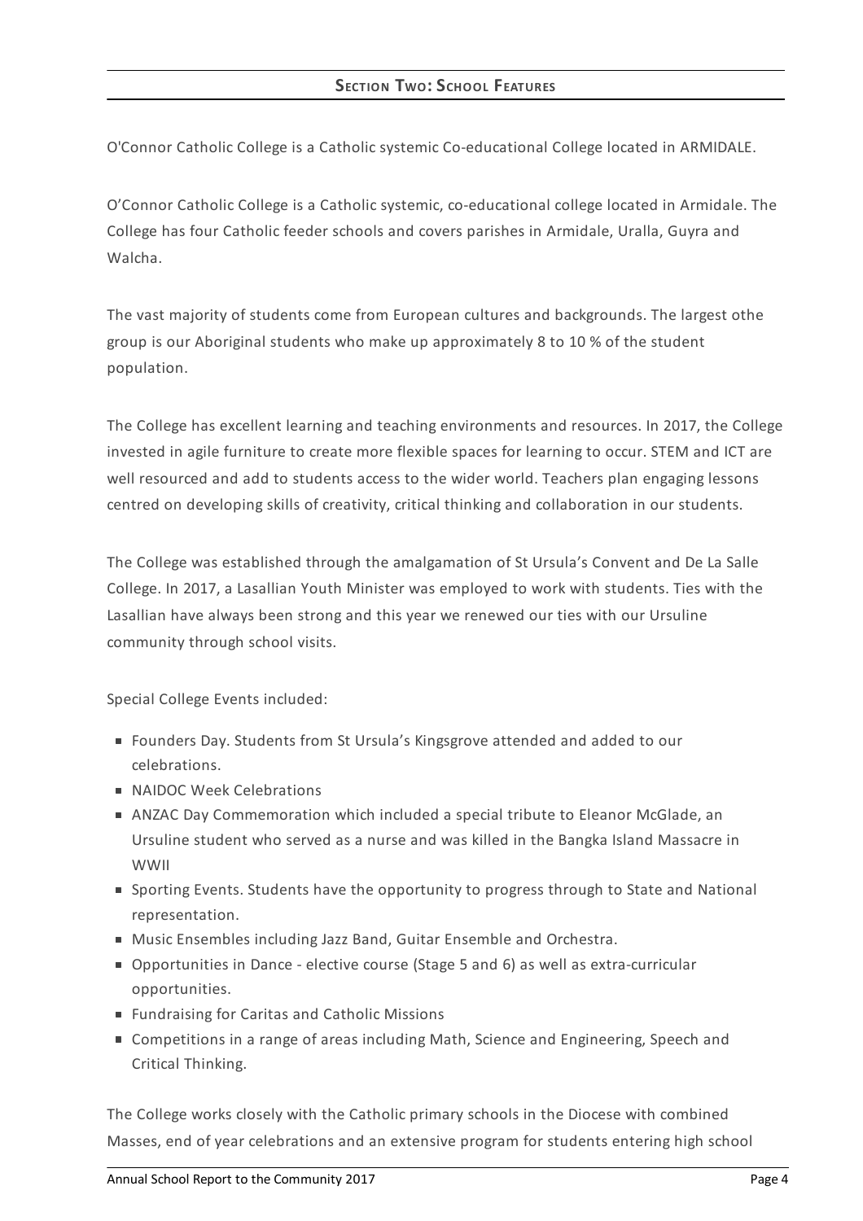## SECTION TWO: SCHOOL FEATURES

O'Connor Catholic College is a Catholic systemic Co-educational College located in ARMIDALE.

O'Connor Catholic College is a Catholic systemic, co-educational college located in Armidale. The College has four Catholic feeder schools and covers parishes in Armidale, Uralla, Guyra and Walcha.

The vast majority of students come from European cultures and backgrounds. The largest othe group is our Aboriginal students who make up approximately 8 to 10 % of the student population.

The College has excellent learning and teaching environments and resources. In 2017, the College invested in agile furniture to create more flexible spaces for learning to occur. STEM and ICT are well resourced and add to students access to the wider world. Teachers plan engaging lessons centred on developing skills of creativity, critical thinking and collaboration in our students.

The College was established through the amalgamation of St Ursula's Convent and De La Salle College. In 2017, a Lasallian Youth Minister was employed to work with students. Ties with the Lasallian have always been strong and this year we renewed our ties with our Ursuline community through school visits.

Special College Events included:

- Founders Day. Students from St Ursula's Kingsgrove attended and added to our celebrations.
- NAIDOC Week Celebrations
- ANZAC Day Commemoration which included a special tribute to Eleanor McGlade, an Ursuline student who served as a nurse and was killed in the Bangka Island Massacre in WWII
- Sporting Events. Students have the opportunity to progress through to State and National representation.
- Music Ensembles including Jazz Band, Guitar Ensemble and Orchestra.
- Opportunities in Dance - elective course (Stage 5 and 6) as well as extra-curricular opportunities.
- Fundraising for Caritas and Catholic Missions
- Competitions in a range of areas including Math, Science and Engineering, Speech and Critical Thinking.

The College works closely with the Catholic primary schools in the Diocese with combined Masses, end of year celebrations and an extensive program for students entering high school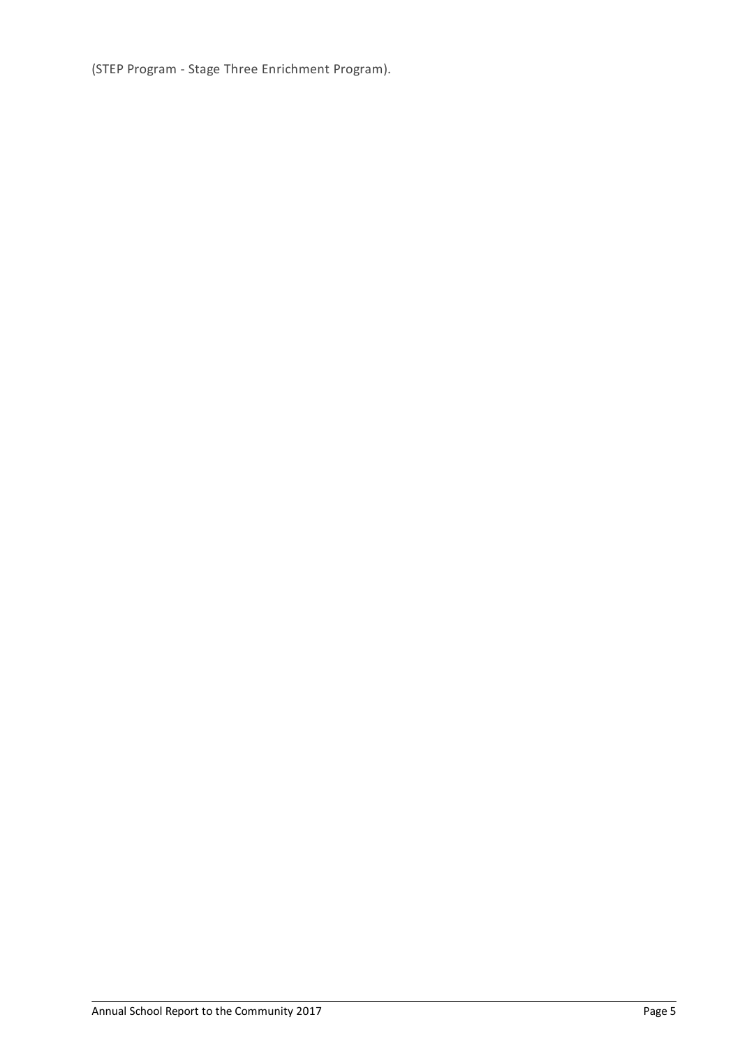(STEP Program - Stage Three Enrichment Program).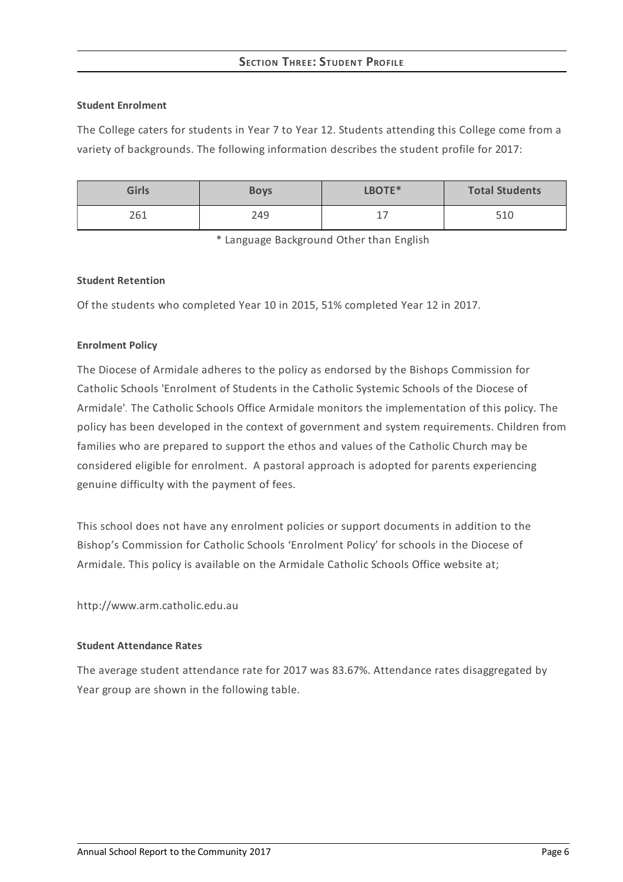## Section Three: Student Profile

**Student Enrolment**

The College caters for students in Year 7 to Year 12. Students attending this College come from a variety of backgrounds. The following information describes the student profile for 2017:

| Girls | Boys | LBOTE* | Total Students |
|---|---|---|---|
| 261 | 249 | 17 | 510 |

* Language Background Other than English

**Student Retention**

Of the students who completed Year 10 in 2015, 51% completed Year 12 in 2017.

**Enrolment Policy**

The Diocese of Armidale adheres to the policy as endorsed by the Bishops Commission for Catholic Schools 'Enrolment of Students in the Catholic Systemic Schools of the Diocese of Armidale'. The Catholic Schools Office Armidale monitors the implementation of this policy. The policy has been developed in the context of government and system requirements. Children from families who are prepared to support the ethos and values of the Catholic Church may be considered eligible for enrolment. A pastoral approach is adopted for parents experiencing genuine difficulty with the payment of fees.

This school does not have any enrolment policies or support documents in addition to the Bishop's Commission for Catholic Schools 'Enrolment Policy' for schools in the Diocese of Armidale. This policy is available on the Armidale Catholic Schools Office website at;

http://www.arm.catholic.edu.au

**Student Attendance Rates**

The average student attendance rate for 2017 was 83.67%. Attendance rates disaggregated by Year group are shown in the following table.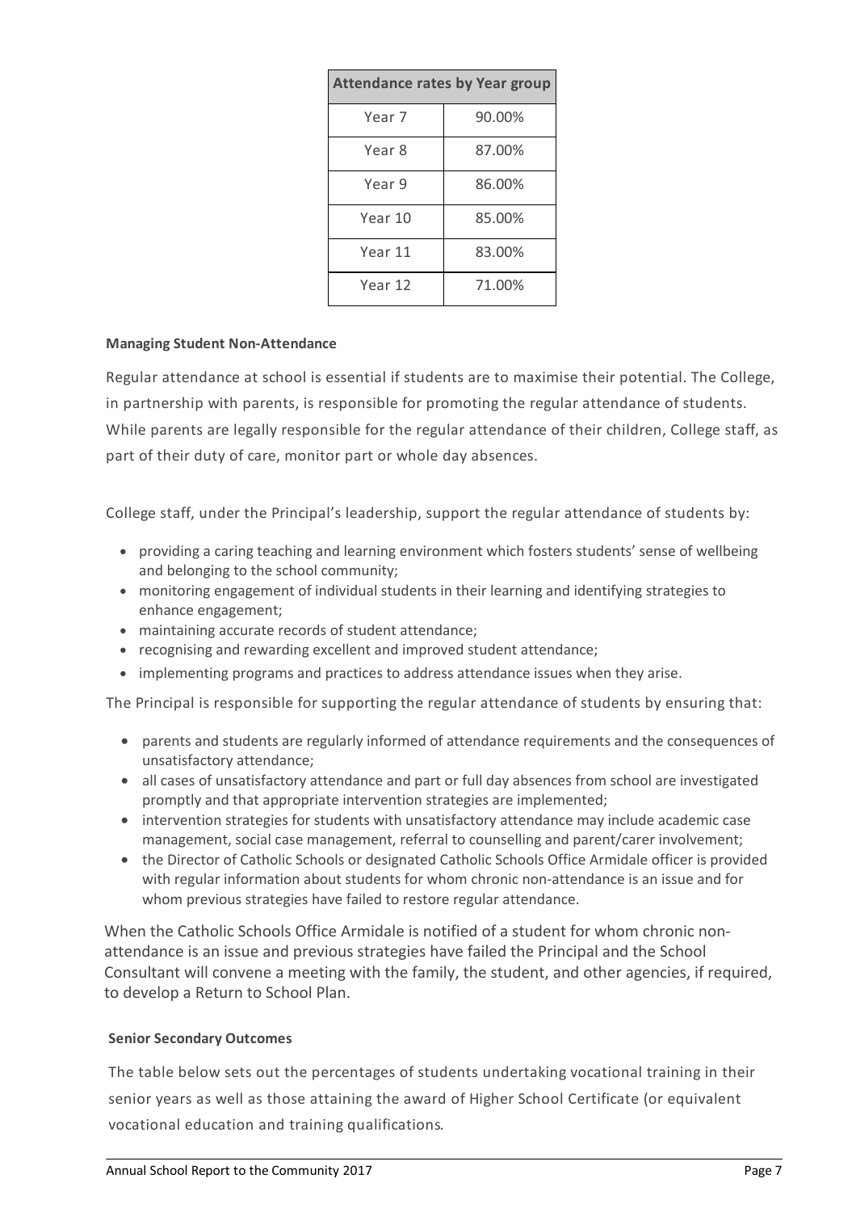| Attendance rates by Year group | |
|---|---|
| Year 7 | 90.00% |
| Year 8 | 87.00% |
| Year 9 | 86.00% |
| Year 10 | 85.00% |
| Year 11 | 83.00% |
| Year 12 | 71.00% |

**Managing Student Non-Attendance**

Regular attendance at school is essential if students are to maximise their potential. The College, in partnership with parents, is responsible for promoting the regular attendance of students. While parents are legally responsible for the regular attendance of their children, College staff, as part of their duty of care, monitor part or whole day absences.

College staff, under the Principal's leadership, support the regular attendance of students by:

- providing a caring teaching and learning environment which fosters students' sense of wellbeing and belonging to the school community;
- monitoring engagement of individual students in their learning and identifying strategies to enhance engagement;
- maintaining accurate records of student attendance;
- recognising and rewarding excellent and improved student attendance;
- implementing programs and practices to address attendance issues when they arise.

The Principal is responsible for supporting the regular attendance of students by ensuring that:

- parents and students are regularly informed of attendance requirements and the consequences of unsatisfactory attendance;
- all cases of unsatisfactory attendance and part or full day absences from school are investigated promptly and that appropriate intervention strategies are implemented;
- intervention strategies for students with unsatisfactory attendance may include academic case management, social case management, referral to counselling and parent/carer involvement;
- the Director of Catholic Schools or designated Catholic Schools Office Armidale officer is provided with regular information about students for whom chronic non-attendance is an issue and for whom previous strategies have failed to restore regular attendance.

When the Catholic Schools Office Armidale is notified of a student for whom chronic non-attendance is an issue and previous strategies have failed the Principal and the School Consultant will convene a meeting with the family, the student, and other agencies, if required, to develop a Return to School Plan.

**Senior Secondary Outcomes**

The table below sets out the percentages of students undertaking vocational training in their senior years as well as those attaining the award of Higher School Certificate (or equivalent vocational education and training qualifications.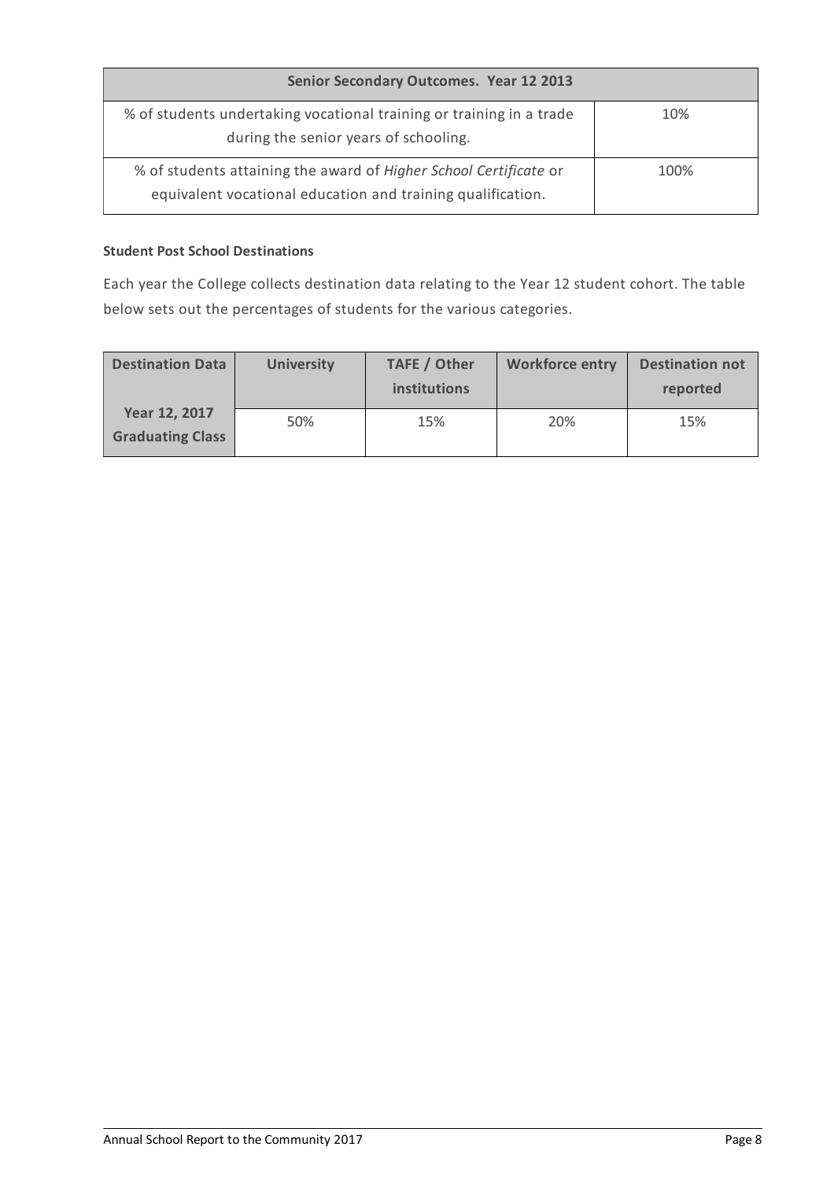| Senior Secondary Outcomes. Year 12 2013 | |
|---|---|
| % of students undertaking vocational training or training in a trade during the senior years of schooling. | 10% |
| % of students attaining the award of *Higher School Certificate* or equivalent vocational education and training qualification. | 100% |

**Student Post School Destinations**

Each year the College collects destination data relating to the Year 12 student cohort. The table below sets out the percentages of students for the various categories.

| Destination Data | University | TAFE / Other institutions | Workforce entry | Destination not reported |
|---|---|---|---|---|
| Year 12, 2017 Graduating Class | 50% | 15% | 20% | 15% |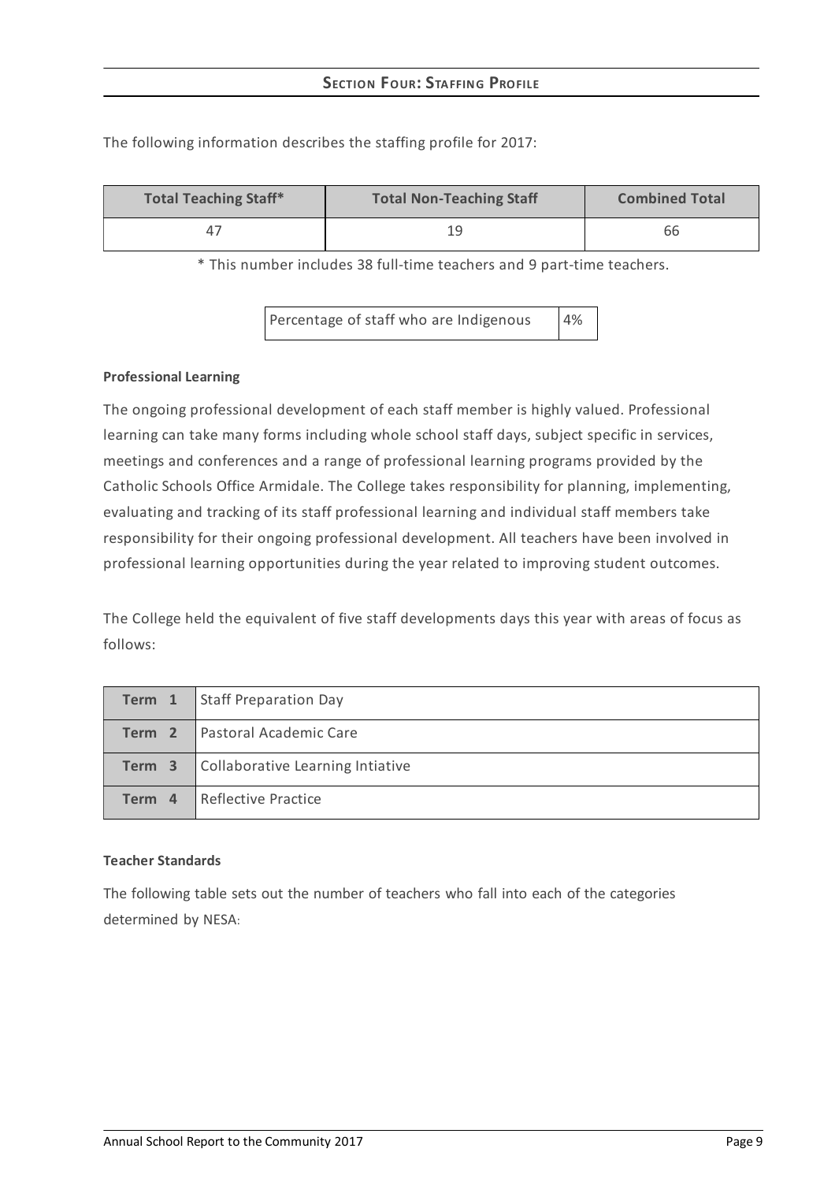## Section Four: Staffing Profile

The following information describes the staffing profile for 2017:

| Total Teaching Staff* | Total Non-Teaching Staff | Combined Total |
|---|---|---|
| 47 | 19 | 66 |

\* This number includes 38 full-time teachers and 9 part-time teachers.

| Percentage of staff who are Indigenous | 4% |
|---|---|

**Professional Learning**

The ongoing professional development of each staff member is highly valued. Professional learning can take many forms including whole school staff days, subject specific in services, meetings and conferences and a range of professional learning programs provided by the Catholic Schools Office Armidale. The College takes responsibility for planning, implementing, evaluating and tracking of its staff professional learning and individual staff members take responsibility for their ongoing professional development. All teachers have been involved in professional learning opportunities during the year related to improving student outcomes.

The College held the equivalent of five staff developments days this year with areas of focus as follows:

| | |
|---|---|
| **Term 1** | Staff Preparation Day |
| **Term 2** | Pastoral Academic Care |
| **Term 3** | Collaborative Learning Intiative |
| **Term 4** | Reflective Practice |

**Teacher Standards**

The following table sets out the number of teachers who fall into each of the categories determined by NESA: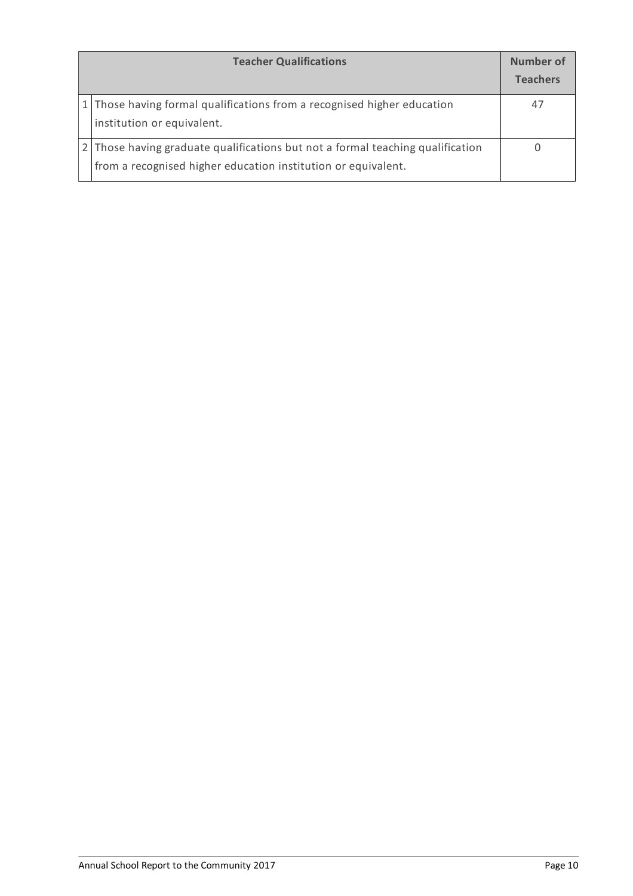| | Teacher Qualifications | Number of Teachers |
|---|---|---|
| 1 | Those having formal qualifications from a recognised higher education institution or equivalent. | 47 |
| 2 | Those having graduate qualifications but not a formal teaching qualification from a recognised higher education institution or equivalent. | 0 |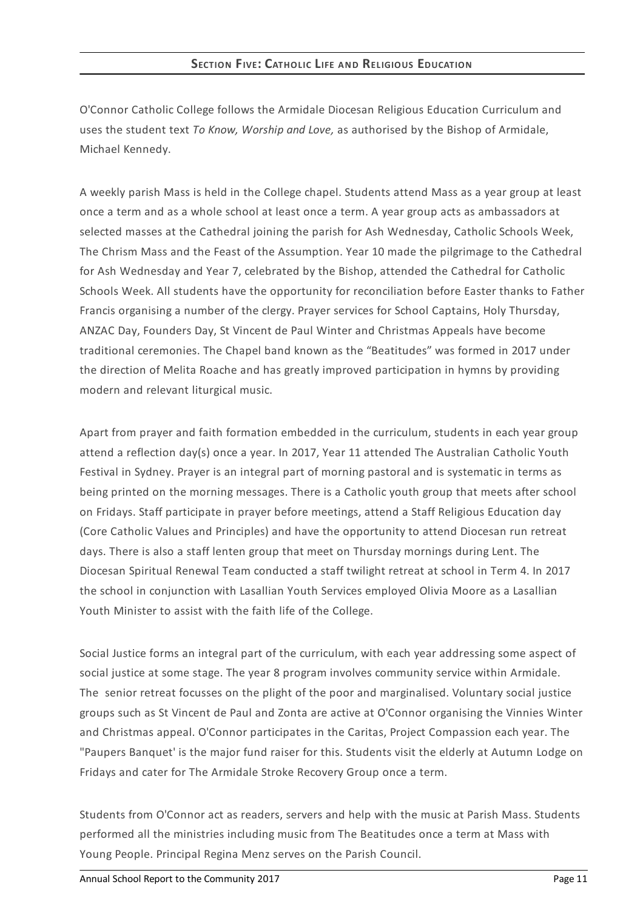## Section Five: Catholic Life and Religious Education

O'Connor Catholic College follows the Armidale Diocesan Religious Education Curriculum and uses the student text *To Know, Worship and Love,* as authorised by the Bishop of Armidale, Michael Kennedy.

A weekly parish Mass is held in the College chapel. Students attend Mass as a year group at least once a term and as a whole school at least once a term. A year group acts as ambassadors at selected masses at the Cathedral joining the parish for Ash Wednesday, Catholic Schools Week, The Chrism Mass and the Feast of the Assumption. Year 10 made the pilgrimage to the Cathedral for Ash Wednesday and Year 7, celebrated by the Bishop, attended the Cathedral for Catholic Schools Week. All students have the opportunity for reconciliation before Easter thanks to Father Francis organising a number of the clergy. Prayer services for School Captains, Holy Thursday, ANZAC Day, Founders Day, St Vincent de Paul Winter and Christmas Appeals have become traditional ceremonies. The Chapel band known as the "Beatitudes" was formed in 2017 under the direction of Melita Roache and has greatly improved participation in hymns by providing modern and relevant liturgical music.

Apart from prayer and faith formation embedded in the curriculum, students in each year group attend a reflection day(s) once a year. In 2017, Year 11 attended The Australian Catholic Youth Festival in Sydney. Prayer is an integral part of morning pastoral and is systematic in terms as being printed on the morning messages. There is a Catholic youth group that meets after school on Fridays. Staff participate in prayer before meetings, attend a Staff Religious Education day (Core Catholic Values and Principles) and have the opportunity to attend Diocesan run retreat days. There is also a staff lenten group that meet on Thursday mornings during Lent. The Diocesan Spiritual Renewal Team conducted a staff twilight retreat at school in Term 4. In 2017 the school in conjunction with Lasallian Youth Services employed Olivia Moore as a Lasallian Youth Minister to assist with the faith life of the College.

Social Justice forms an integral part of the curriculum, with each year addressing some aspect of social justice at some stage. The year 8 program involves community service within Armidale. The senior retreat focusses on the plight of the poor and marginalised. Voluntary social justice groups such as St Vincent de Paul and Zonta are active at O'Connor organising the Vinnies Winter and Christmas appeal. O'Connor participates in the Caritas, Project Compassion each year. The "Paupers Banquet' is the major fund raiser for this. Students visit the elderly at Autumn Lodge on Fridays and cater for The Armidale Stroke Recovery Group once a term.

Students from O'Connor act as readers, servers and help with the music at Parish Mass. Students performed all the ministries including music from The Beatitudes once a term at Mass with Young People. Principal Regina Menz serves on the Parish Council.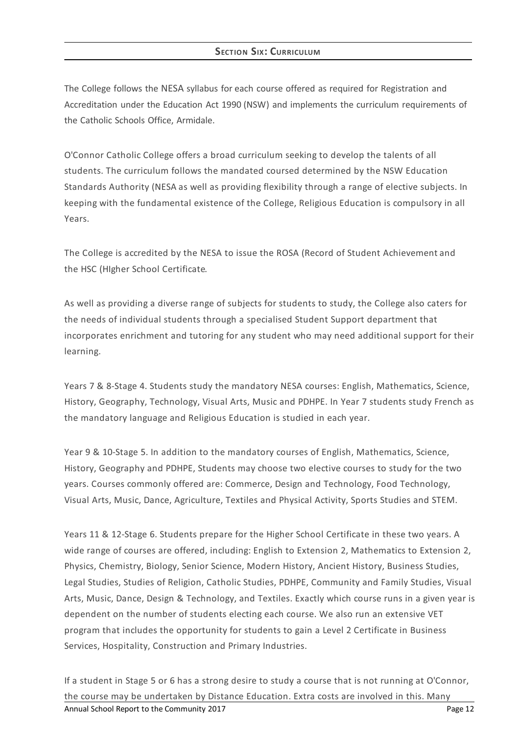## Section Six: Curriculum

The College follows the NESA syllabus for each course offered as required for Registration and Accreditation under the Education Act 1990 (NSW) and implements the curriculum requirements of the Catholic Schools Office, Armidale.

O'Connor Catholic College offers a broad curriculum seeking to develop the talents of all students. The curriculum follows the mandated coursed determined by the NSW Education Standards Authority (NESA as well as providing flexibility through a range of elective subjects. In keeping with the fundamental existence of the College, Religious Education is compulsory in all Years.

The College is accredited by the NESA to issue the ROSA (Record of Student Achievement and the HSC (HIgher School Certificate.

As well as providing a diverse range of subjects for students to study, the College also caters for the needs of individual students through a specialised Student Support department that incorporates enrichment and tutoring for any student who may need additional support for their learning.

Years 7 & 8-Stage 4. Students study the mandatory NESA courses: English, Mathematics, Science, History, Geography, Technology, Visual Arts, Music and PDHPE. In Year 7 students study French as the mandatory language and Religious Education is studied in each year.

Year 9 & 10-Stage 5. In addition to the mandatory courses of English, Mathematics, Science, History, Geography and PDHPE, Students may choose two elective courses to study for the two years. Courses commonly offered are: Commerce, Design and Technology, Food Technology, Visual Arts, Music, Dance, Agriculture, Textiles and Physical Activity, Sports Studies and STEM.

Years 11 & 12-Stage 6. Students prepare for the Higher School Certificate in these two years. A wide range of courses are offered, including: English to Extension 2, Mathematics to Extension 2, Physics, Chemistry, Biology, Senior Science, Modern History, Ancient History, Business Studies, Legal Studies, Studies of Religion, Catholic Studies, PDHPE, Community and Family Studies, Visual Arts, Music, Dance, Design & Technology, and Textiles. Exactly which course runs in a given year is dependent on the number of students electing each course. We also run an extensive VET program that includes the opportunity for students to gain a Level 2 Certificate in Business Services, Hospitality, Construction and Primary Industries.

If a student in Stage 5 or 6 has a strong desire to study a course that is not running at O'Connor, the course may be undertaken by Distance Education. Extra costs are involved in this. Many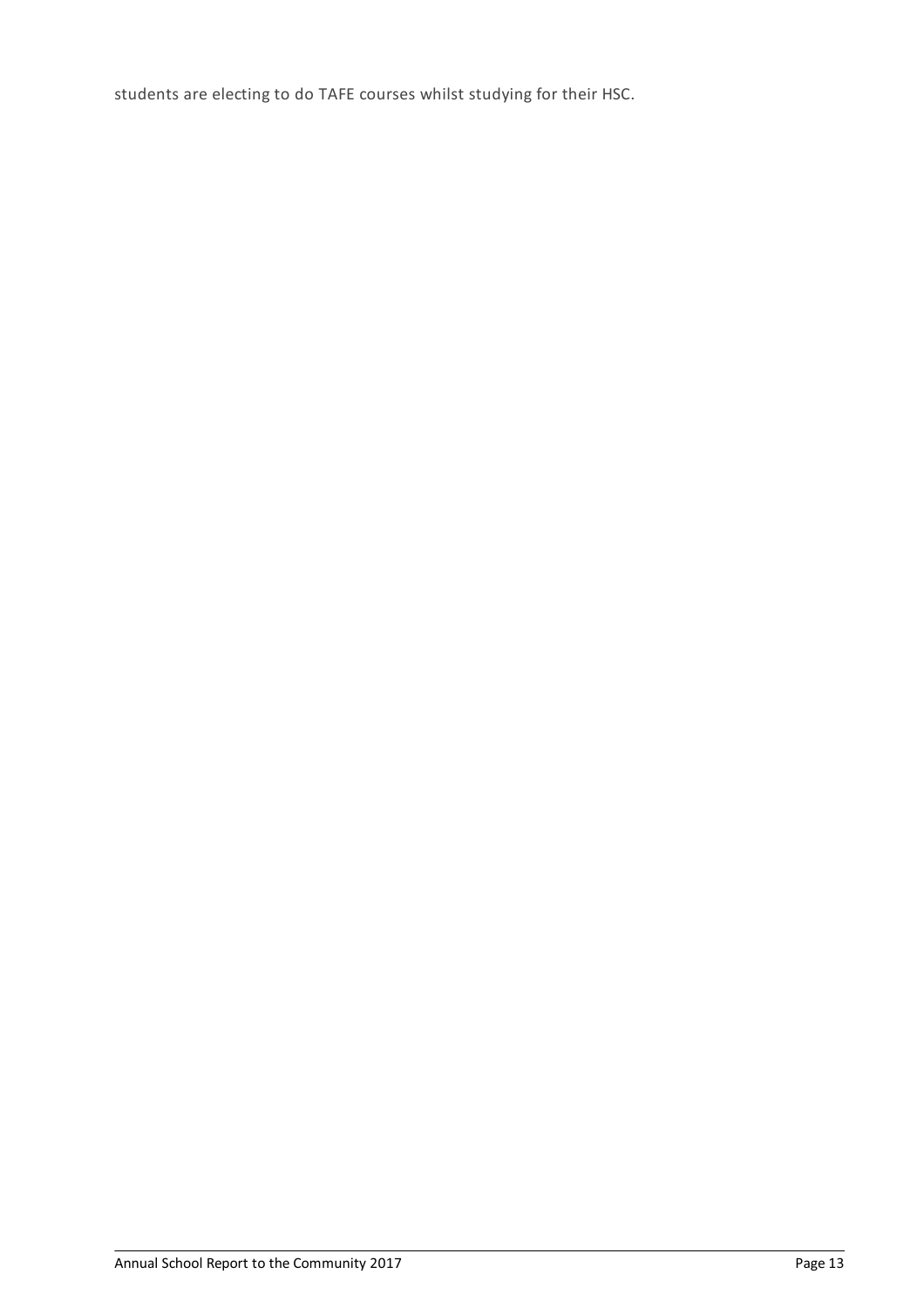students are electing to do TAFE courses whilst studying for their HSC.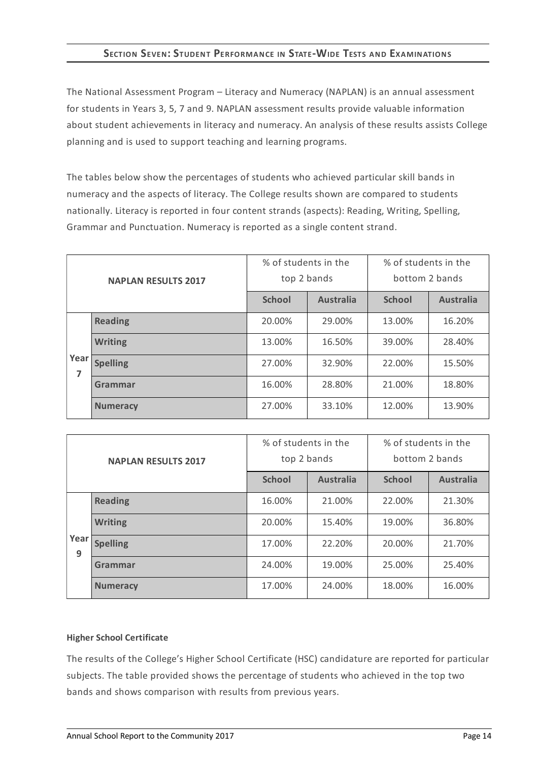## Section Seven: Student Performance in State-Wide Tests and Examinations

The National Assessment Program – Literacy and Numeracy (NAPLAN) is an annual assessment for students in Years 3, 5, 7 and 9. NAPLAN assessment results provide valuable information about student achievements in literacy and numeracy. An analysis of these results assists College planning and is used to support teaching and learning programs.

The tables below show the percentages of students who achieved particular skill bands in numeracy and the aspects of literacy. The College results shown are compared to students nationally. Literacy is reported in four content strands (aspects): Reading, Writing, Spelling, Grammar and Punctuation. Numeracy is reported as a single content strand.

| **NAPLAN RESULTS 2017** | | % of students in the top 2 bands | | % of students in the bottom 2 bands | |
|---|---|---|---|---|---|
| | | **School** | **Australia** | **School** | **Australia** |
| **Year 7** | **Reading** | 20.00% | 29.00% | 13.00% | 16.20% |
| | **Writing** | 13.00% | 16.50% | 39.00% | 28.40% |
| | **Spelling** | 27.00% | 32.90% | 22.00% | 15.50% |
| | **Grammar** | 16.00% | 28.80% | 21.00% | 18.80% |
| | **Numeracy** | 27.00% | 33.10% | 12.00% | 13.90% |

| **NAPLAN RESULTS 2017** | | % of students in the top 2 bands | | % of students in the bottom 2 bands | |
|---|---|---|---|---|---|
| | | **School** | **Australia** | **School** | **Australia** |
| **Year 9** | **Reading** | 16.00% | 21.00% | 22.00% | 21.30% |
| | **Writing** | 20.00% | 15.40% | 19.00% | 36.80% |
| | **Spelling** | 17.00% | 22.20% | 20.00% | 21.70% |
| | **Grammar** | 24.00% | 19.00% | 25.00% | 25.40% |
| | **Numeracy** | 17.00% | 24.00% | 18.00% | 16.00% |

**Higher School Certificate**

The results of the College's Higher School Certificate (HSC) candidature are reported for particular subjects. The table provided shows the percentage of students who achieved in the top two bands and shows comparison with results from previous years.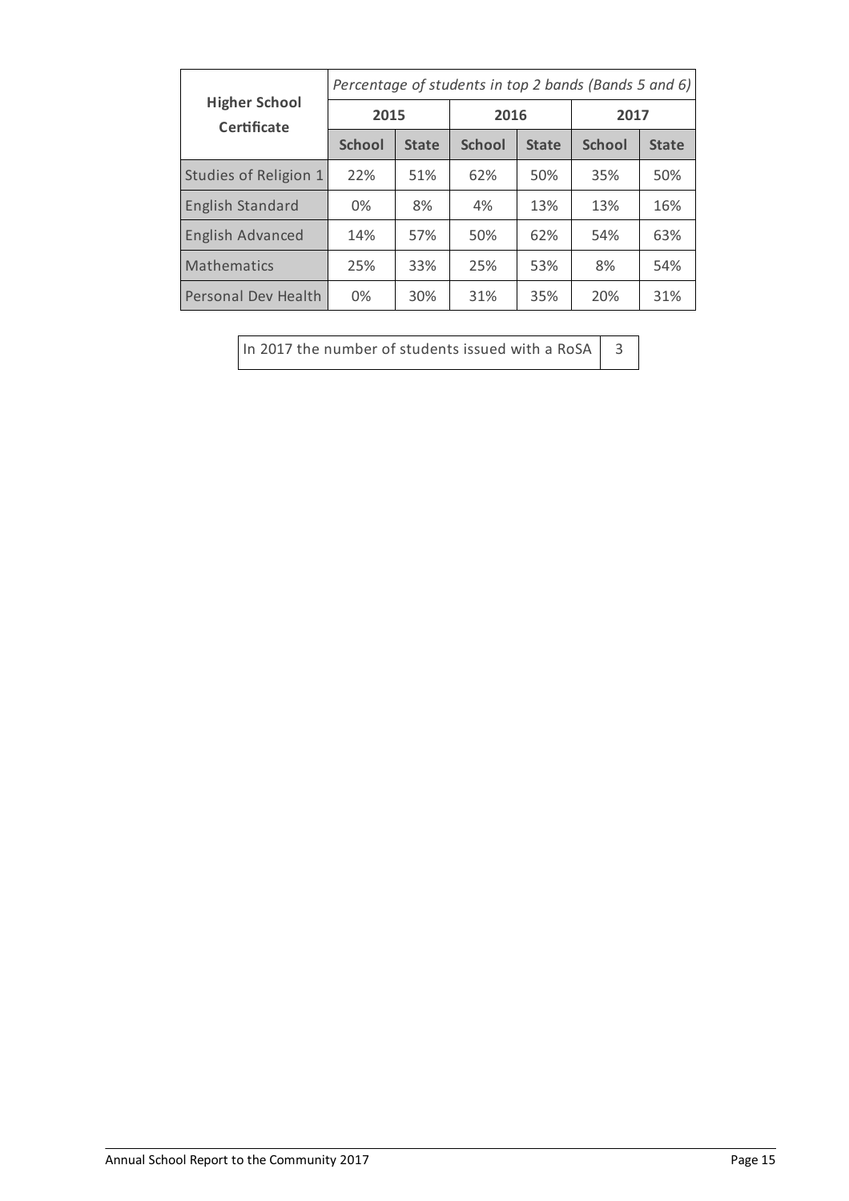| Higher School Certificate | *Percentage of students in top 2 bands (Bands 5 and 6)* | | | | | |
|---|---|---|---|---|---|---|
| | **2015** | | **2016** | | **2017** | |
| | **School** | **State** | **School** | **State** | **School** | **State** |
| Studies of Religion 1 | 22% | 51% | 62% | 50% | 35% | 50% |
| English Standard | 0% | 8% | 4% | 13% | 13% | 16% |
| English Advanced | 14% | 57% | 50% | 62% | 54% | 63% |
| Mathematics | 25% | 33% | 25% | 53% | 8% | 54% |
| Personal Dev Health | 0% | 30% | 31% | 35% | 20% | 31% |

| In 2017 the number of students issued with a RoSA | 3 |
|---|---|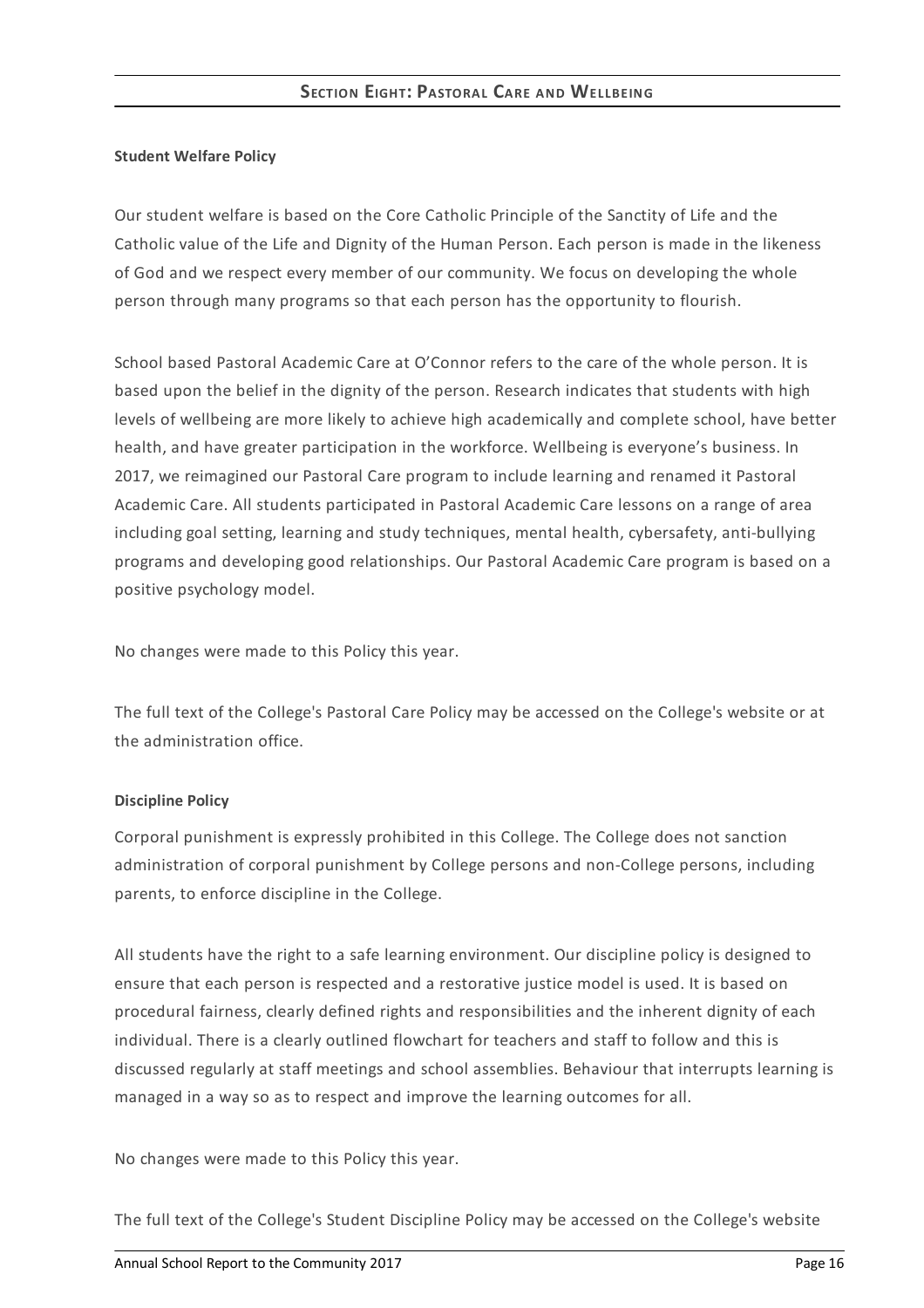## Section Eight: Pastoral Care and Wellbeing

**Student Welfare Policy**

Our student welfare is based on the Core Catholic Principle of the Sanctity of Life and the Catholic value of the Life and Dignity of the Human Person. Each person is made in the likeness of God and we respect every member of our community. We focus on developing the whole person through many programs so that each person has the opportunity to flourish.

School based Pastoral Academic Care at O'Connor refers to the care of the whole person. It is based upon the belief in the dignity of the person. Research indicates that students with high levels of wellbeing are more likely to achieve high academically and complete school, have better health, and have greater participation in the workforce. Wellbeing is everyone's business. In 2017, we reimagined our Pastoral Care program to include learning and renamed it Pastoral Academic Care. All students participated in Pastoral Academic Care lessons on a range of area including goal setting, learning and study techniques, mental health, cybersafety, anti-bullying programs and developing good relationships. Our Pastoral Academic Care program is based on a positive psychology model.

No changes were made to this Policy this year.

The full text of the College's Pastoral Care Policy may be accessed on the College's website or at the administration office.

**Discipline Policy**

Corporal punishment is expressly prohibited in this College. The College does not sanction administration of corporal punishment by College persons and non-College persons, including parents, to enforce discipline in the College.

All students have the right to a safe learning environment. Our discipline policy is designed to ensure that each person is respected and a restorative justice model is used. It is based on procedural fairness, clearly defined rights and responsibilities and the inherent dignity of each individual. There is a clearly outlined flowchart for teachers and staff to follow and this is discussed regularly at staff meetings and school assemblies. Behaviour that interrupts learning is managed in a way so as to respect and improve the learning outcomes for all.

No changes were made to this Policy this year.

The full text of the College's Student Discipline Policy may be accessed on the College's website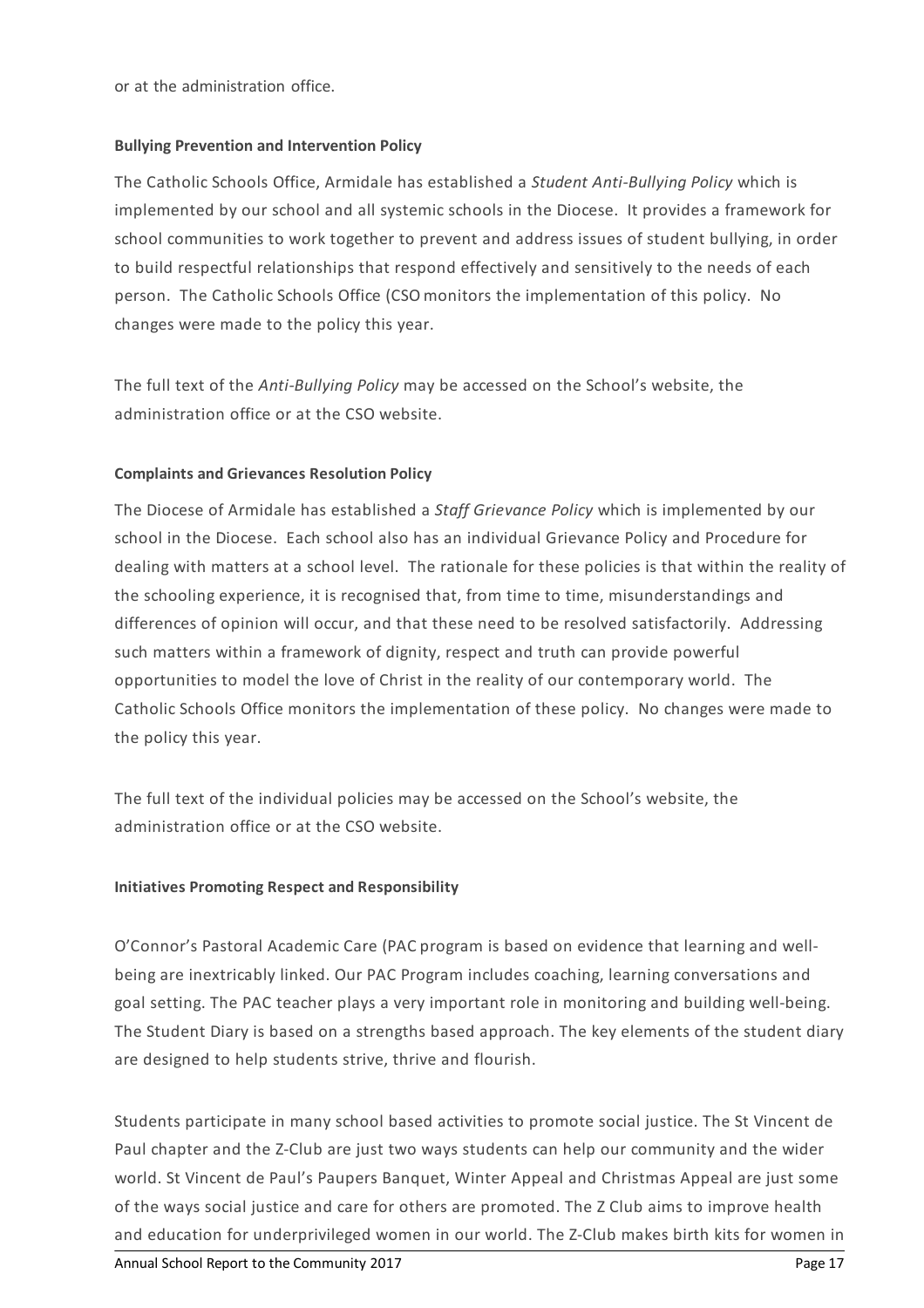or at the administration office.

**Bullying Prevention and Intervention Policy**

The Catholic Schools Office, Armidale has established a *Student Anti-Bullying Policy* which is implemented by our school and all systemic schools in the Diocese. It provides a framework for school communities to work together to prevent and address issues of student bullying, in order to build respectful relationships that respond effectively and sensitively to the needs of each person. The Catholic Schools Office (CSO monitors the implementation of this policy. No changes were made to the policy this year.

The full text of the *Anti-Bullying Policy* may be accessed on the School's website, the administration office or at the CSO website.

**Complaints and Grievances Resolution Policy**

The Diocese of Armidale has established a *Staff Grievance Policy* which is implemented by our school in the Diocese. Each school also has an individual Grievance Policy and Procedure for dealing with matters at a school level. The rationale for these policies is that within the reality of the schooling experience, it is recognised that, from time to time, misunderstandings and differences of opinion will occur, and that these need to be resolved satisfactorily. Addressing such matters within a framework of dignity, respect and truth can provide powerful opportunities to model the love of Christ in the reality of our contemporary world. The Catholic Schools Office monitors the implementation of these policy. No changes were made to the policy this year.

The full text of the individual policies may be accessed on the School's website, the administration office or at the CSO website.

**Initiatives Promoting Respect and Responsibility**

O'Connor's Pastoral Academic Care (PAC program is based on evidence that learning and well-being are inextricably linked. Our PAC Program includes coaching, learning conversations and goal setting. The PAC teacher plays a very important role in monitoring and building well-being. The Student Diary is based on a strengths based approach. The key elements of the student diary are designed to help students strive, thrive and flourish.

Students participate in many school based activities to promote social justice. The St Vincent de Paul chapter and the Z-Club are just two ways students can help our community and the wider world. St Vincent de Paul's Paupers Banquet, Winter Appeal and Christmas Appeal are just some of the ways social justice and care for others are promoted. The Z Club aims to improve health and education for underprivileged women in our world. The Z-Club makes birth kits for women in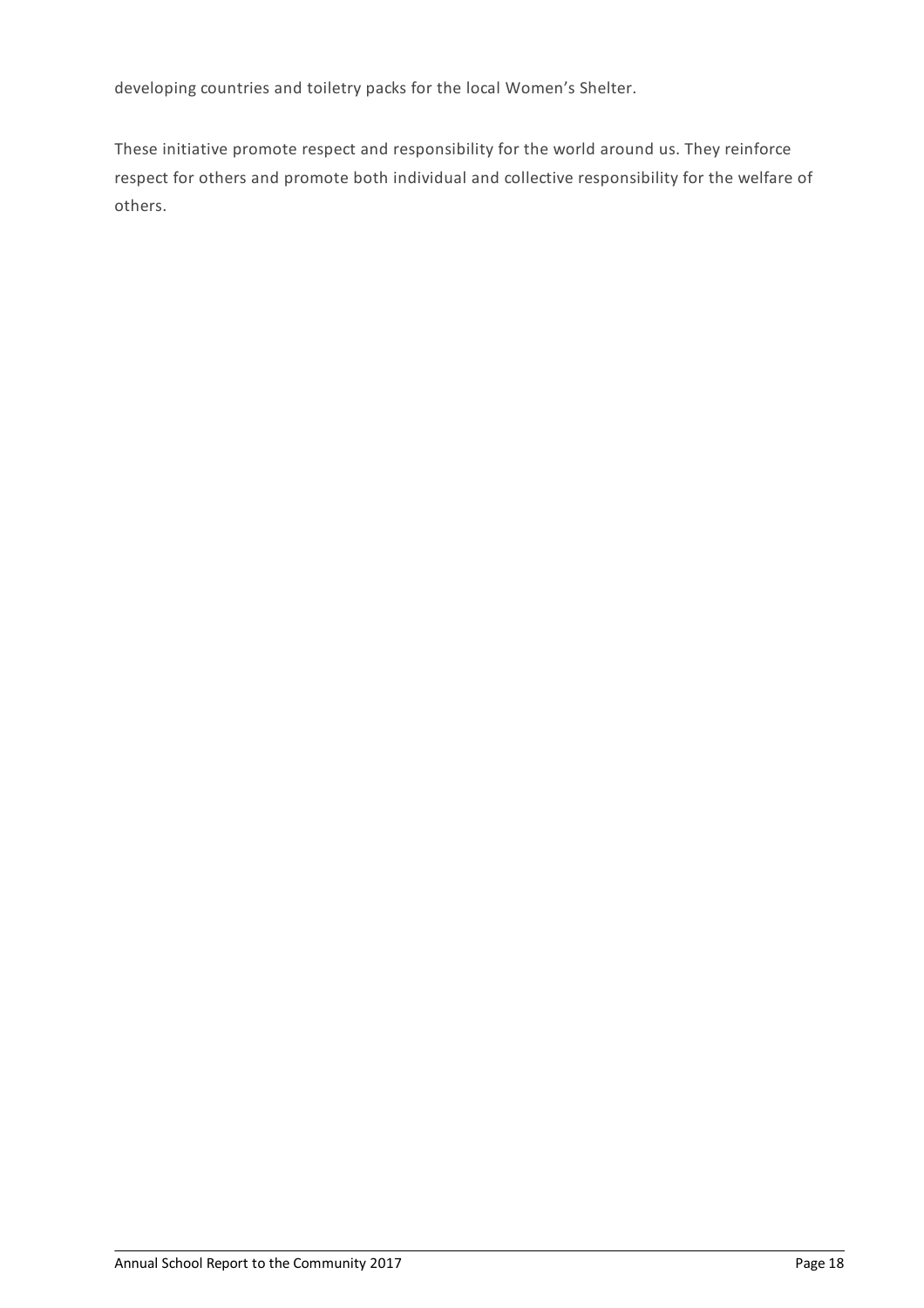developing countries and toiletry packs for the local Women's Shelter.

These initiative promote respect and responsibility for the world around us. They reinforce respect for others and promote both individual and collective responsibility for the welfare of others.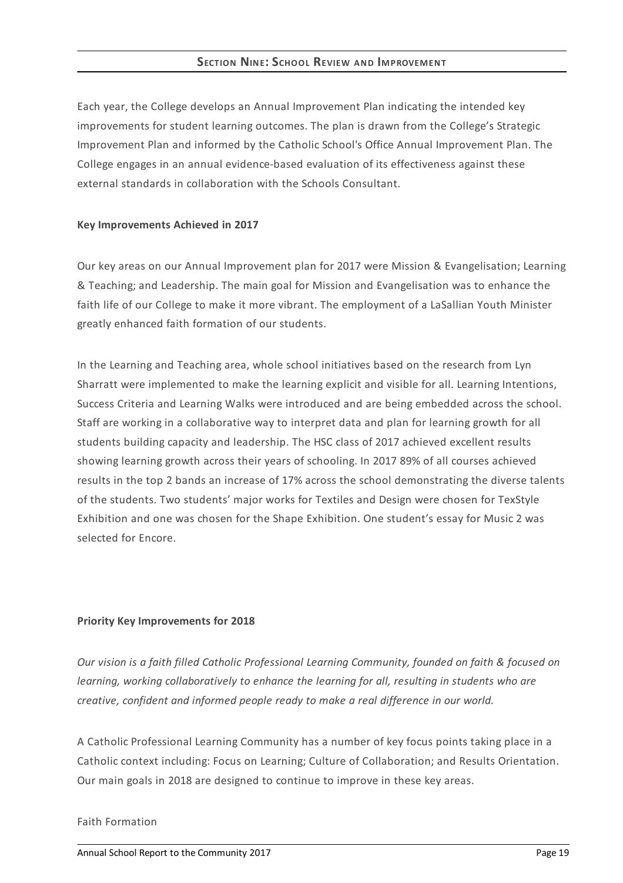## SECTION NINE: SCHOOL REVIEW AND IMPROVEMENT

Each year, the College develops an Annual Improvement Plan indicating the intended key improvements for student learning outcomes. The plan is drawn from the College's Strategic Improvement Plan and informed by the Catholic School's Office Annual Improvement Plan. The College engages in an annual evidence-based evaluation of its effectiveness against these external standards in collaboration with the Schools Consultant.

**Key Improvements Achieved in 2017**

Our key areas on our Annual Improvement plan for 2017 were Mission & Evangelisation; Learning & Teaching; and Leadership. The main goal for Mission and Evangelisation was to enhance the faith life of our College to make it more vibrant. The employment of a LaSallian Youth Minister greatly enhanced faith formation of our students.

In the Learning and Teaching area, whole school initiatives based on the research from Lyn Sharratt were implemented to make the learning explicit and visible for all. Learning Intentions, Success Criteria and Learning Walks were introduced and are being embedded across the school. Staff are working in a collaborative way to interpret data and plan for learning growth for all students building capacity and leadership. The HSC class of 2017 achieved excellent results showing learning growth across their years of schooling. In 2017 89% of all courses achieved results in the top 2 bands an increase of 17% across the school demonstrating the diverse talents of the students. Two students' major works for Textiles and Design were chosen for TexStyle Exhibition and one was chosen for the Shape Exhibition. One student's essay for Music 2 was selected for Encore.

**Priority Key Improvements for 2018**

*Our vision is a faith filled Catholic Professional Learning Community, founded on faith & focused on learning, working collaboratively to enhance the learning for all, resulting in students who are creative, confident and informed people ready to make a real difference in our world.*

A Catholic Professional Learning Community has a number of key focus points taking place in a Catholic context including: Focus on Learning; Culture of Collaboration; and Results Orientation. Our main goals in 2018 are designed to continue to improve in these key areas.

Faith Formation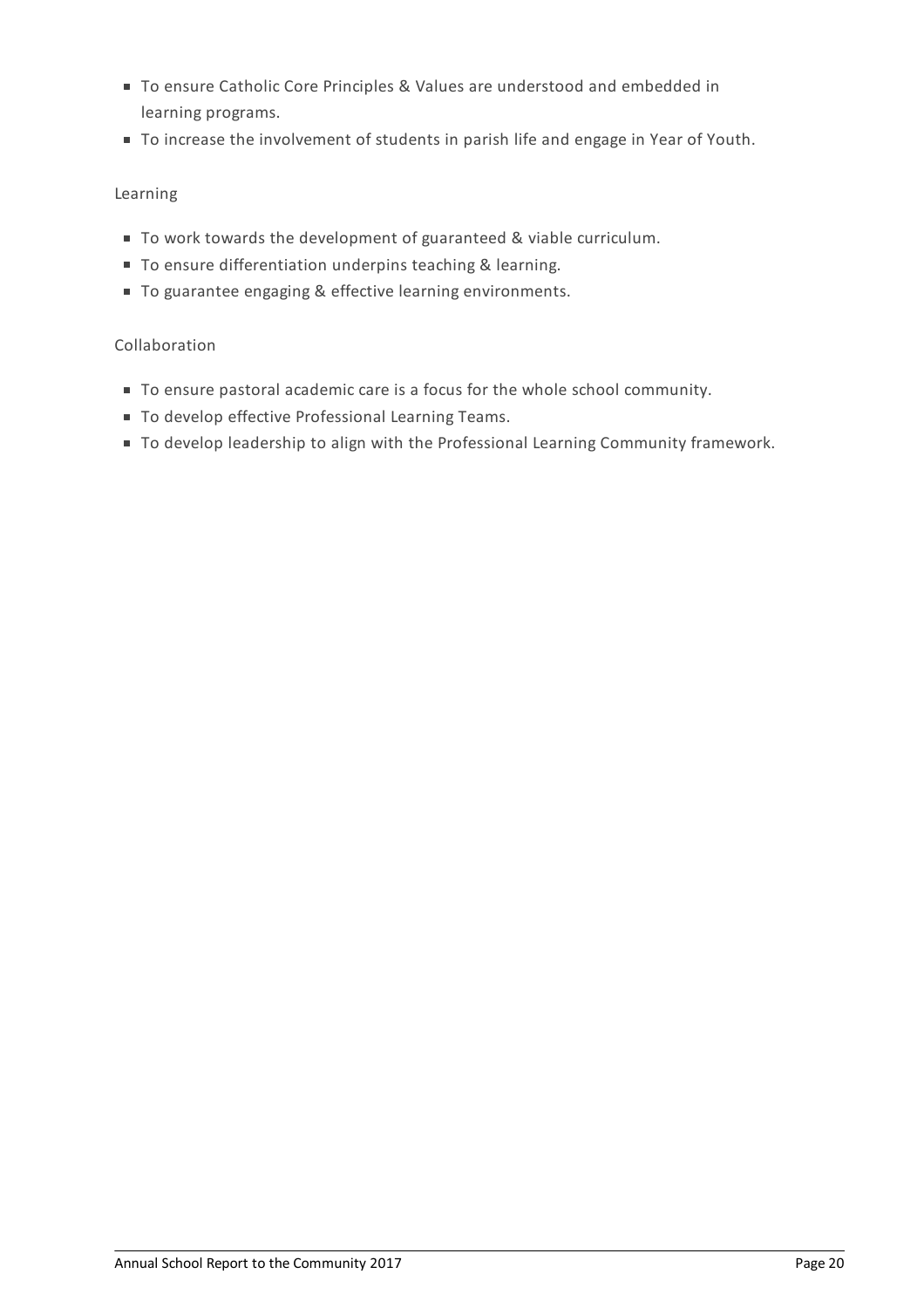- To ensure Catholic Core Principles & Values are understood and embedded in learning programs.
- To increase the involvement of students in parish life and engage in Year of Youth.

Learning

- To work towards the development of guaranteed & viable curriculum.
- To ensure differentiation underpins teaching & learning.
- To guarantee engaging & effective learning environments.

Collaboration

- To ensure pastoral academic care is a focus for the whole school community.
- To develop effective Professional Learning Teams.
- To develop leadership to align with the Professional Learning Community framework.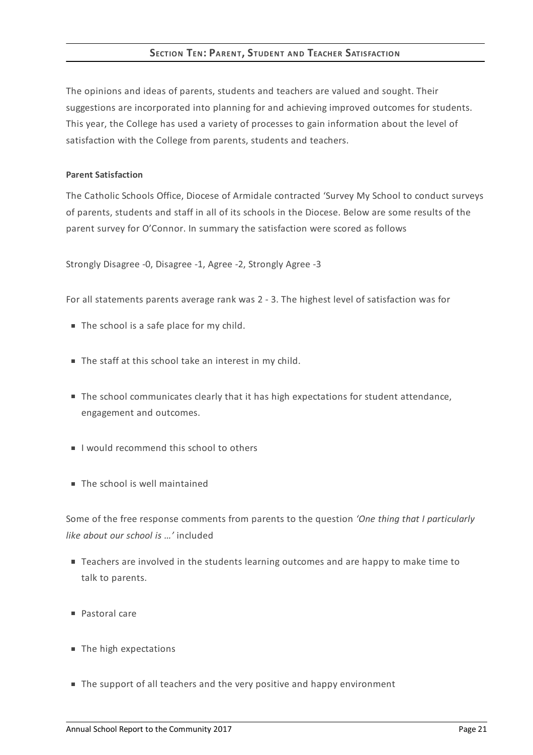## SECTION TEN: PARENT, STUDENT AND TEACHER SATISFACTION

The opinions and ideas of parents, students and teachers are valued and sought. Their suggestions are incorporated into planning for and achieving improved outcomes for students. This year, the College has used a variety of processes to gain information about the level of satisfaction with the College from parents, students and teachers.

**Parent Satisfaction**

The Catholic Schools Office, Diocese of Armidale contracted 'Survey My School to conduct surveys of parents, students and staff in all of its schools in the Diocese. Below are some results of the parent survey for O'Connor. In summary the satisfaction were scored as follows

Strongly Disagree -0, Disagree -1, Agree -2, Strongly Agree -3

For all statements parents average rank was 2 - 3. The highest level of satisfaction was for

- The school is a safe place for my child.
- The staff at this school take an interest in my child.
- The school communicates clearly that it has high expectations for student attendance, engagement and outcomes.
- I would recommend this school to others
- The school is well maintained

Some of the free response comments from parents to the question *'One thing that I particularly like about our school is …'* included

- Teachers are involved in the students learning outcomes and are happy to make time to talk to parents.
- Pastoral care
- The high expectations
- The support of all teachers and the very positive and happy environment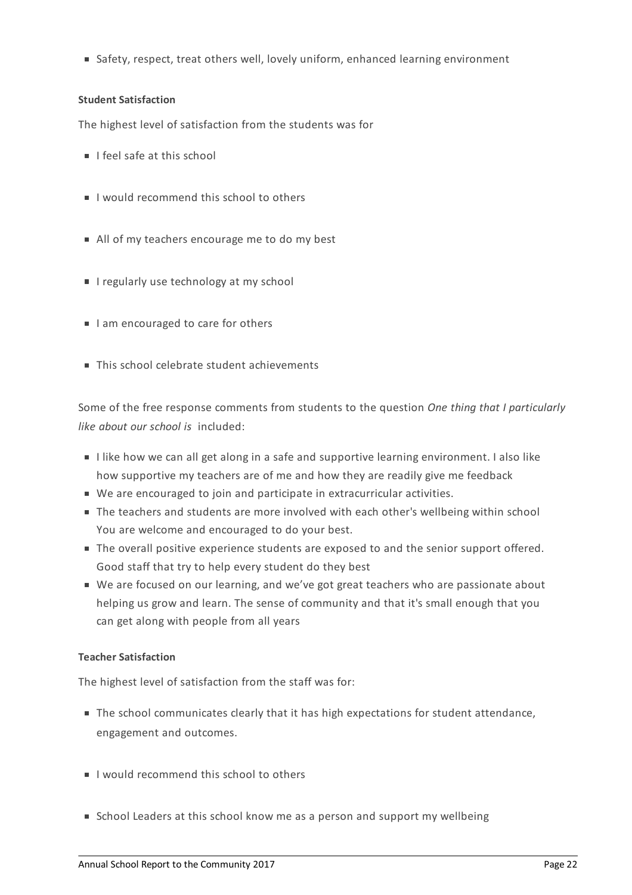- Safety, respect, treat others well, lovely uniform, enhanced learning environment

**Student Satisfaction**

The highest level of satisfaction from the students was for

- I feel safe at this school
- I would recommend this school to others
- All of my teachers encourage me to do my best
- I regularly use technology at my school
- I am encouraged to care for others
- This school celebrate student achievements

Some of the free response comments from students to the question *One thing that I particularly like about our school is* included:

- I like how we can all get along in a safe and supportive learning environment. I also like how supportive my teachers are of me and how they are readily give me feedback
- We are encouraged to join and participate in extracurricular activities.
- The teachers and students are more involved with each other's wellbeing within school You are welcome and encouraged to do your best.
- The overall positive experience students are exposed to and the senior support offered. Good staff that try to help every student do they best
- We are focused on our learning, and we've got great teachers who are passionate about helping us grow and learn. The sense of community and that it's small enough that you can get along with people from all years

**Teacher Satisfaction**

The highest level of satisfaction from the staff was for:

- The school communicates clearly that it has high expectations for student attendance, engagement and outcomes.
- I would recommend this school to others
- School Leaders at this school know me as a person and support my wellbeing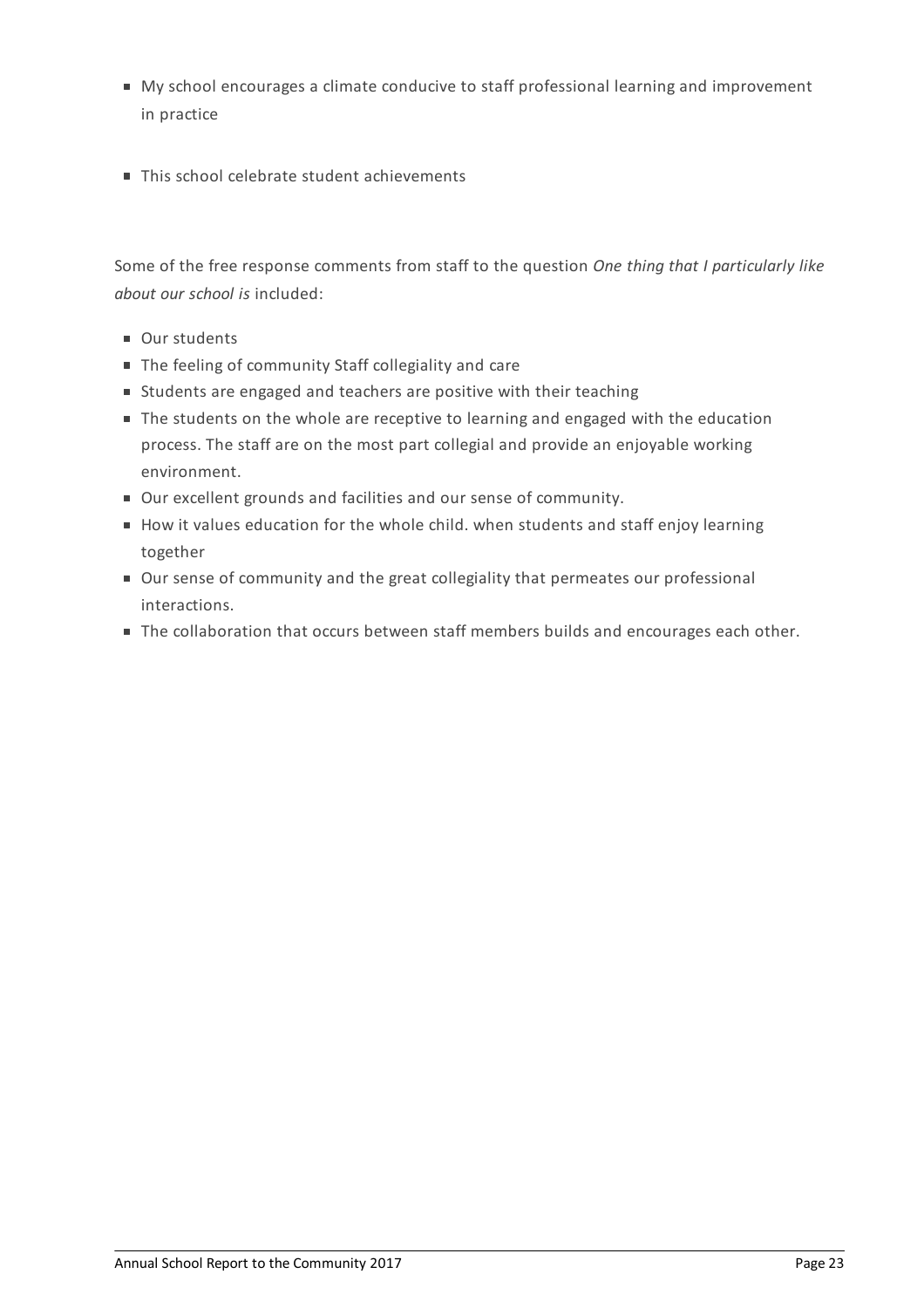- My school encourages a climate conducive to staff professional learning and improvement in practice

- This school celebrate student achievements

Some of the free response comments from staff to the question *One thing that I particularly like about our school is* included:

- Our students
- The feeling of community Staff collegiality and care
- Students are engaged and teachers are positive with their teaching
- The students on the whole are receptive to learning and engaged with the education process. The staff are on the most part collegial and provide an enjoyable working environment.
- Our excellent grounds and facilities and our sense of community.
- How it values education for the whole child. when students and staff enjoy learning together
- Our sense of community and the great collegiality that permeates our professional interactions.
- The collaboration that occurs between staff members builds and encourages each other.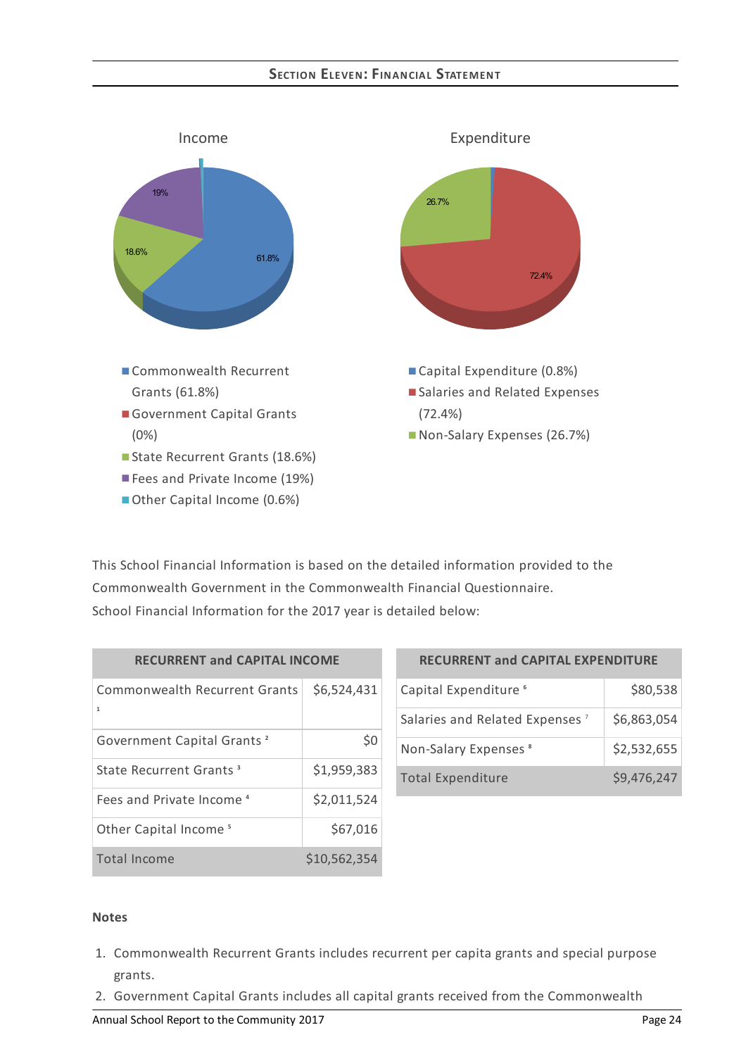## Section Eleven: Financial Statement

Income

- Commonwealth Recurrent Grants (61.8%)
- Government Capital Grants (0%)
- State Recurrent Grants (18.6%)
- Fees and Private Income (19%)
- Other Capital Income (0.6%)

Expenditure

- Capital Expenditure (0.8%)
- Salaries and Related Expenses (72.4%)
- Non-Salary Expenses (26.7%)

This School Financial Information is based on the detailed information provided to the Commonwealth Government in the Commonwealth Financial Questionnaire.
School Financial Information for the 2017 year is detailed below:

| RECURRENT and CAPITAL INCOME | |
|---|---|
| Commonwealth Recurrent Grants [1] | $6,524,431 |
| Government Capital Grants [2] | $0 |
| State Recurrent Grants [3] | $1,959,383 |
| Fees and Private Income [4] | $2,011,524 |
| Other Capital Income [5] | $67,016 |
| Total Income | $10,562,354 |

| RECURRENT and CAPITAL EXPENDITURE | |
|---|---|
| Capital Expenditure [6] | $80,538 |
| Salaries and Related Expenses [7] | $6,863,054 |
| Non-Salary Expenses [8] | $2,532,655 |
| Total Expenditure | $9,476,247 |

**Notes**

1. Commonwealth Recurrent Grants includes recurrent per capita grants and special purpose grants.
2. Government Capital Grants includes all capital grants received from the Commonwealth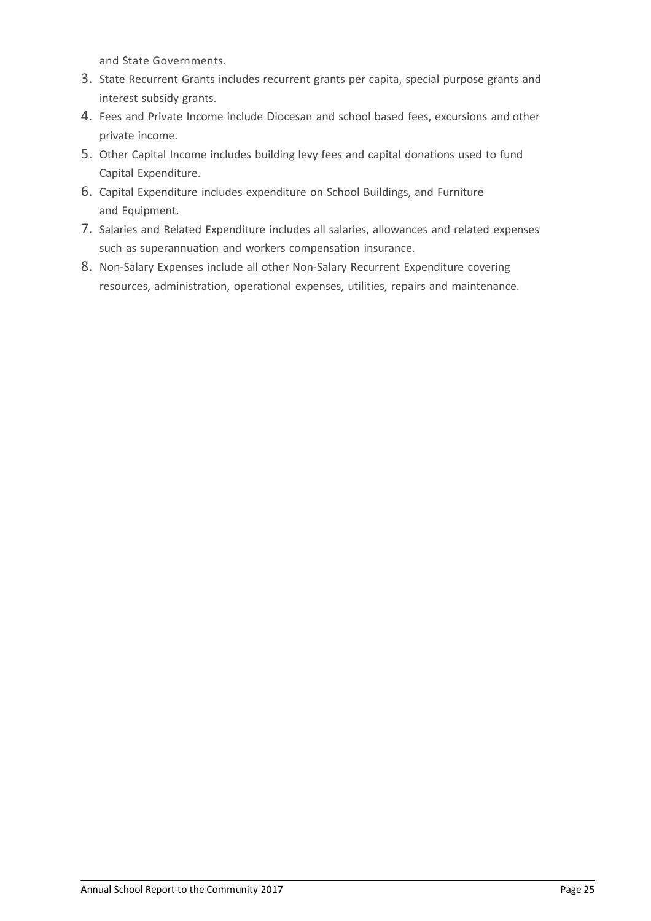and State Governments.

3. State Recurrent Grants includes recurrent grants per capita, special purpose grants and interest subsidy grants.
4. Fees and Private Income include Diocesan and school based fees, excursions and other private income.
5. Other Capital Income includes building levy fees and capital donations used to fund Capital Expenditure.
6. Capital Expenditure includes expenditure on School Buildings, and Furniture and Equipment.
7. Salaries and Related Expenditure includes all salaries, allowances and related expenses such as superannuation and workers compensation insurance.
8. Non-Salary Expenses include all other Non-Salary Recurrent Expenditure covering resources, administration, operational expenses, utilities, repairs and maintenance.